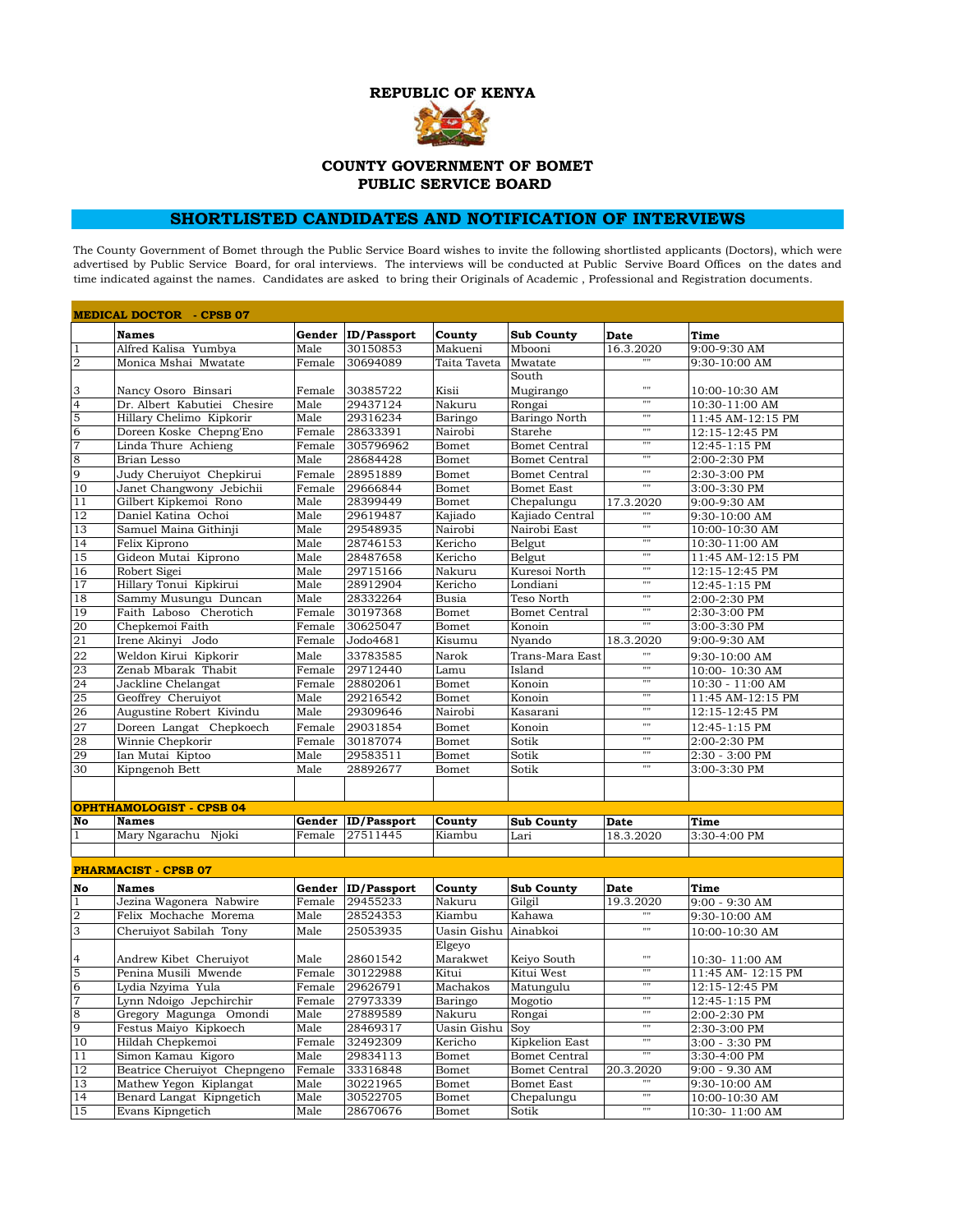# REPUBLIC OF KENYA

## COUNTY GOVERNMENT OF BOMET
## PUBLIC SERVICE BOARD

## SHORTLISTED CANDIDATES AND NOTIFICATION OF INTERVIEWS

The County Government of Bomet through the Public Service Board wishes to invite the following shortlisted applicants (Doctors), which were advertised by Public Service Board, for oral interviews. The interviews will be conducted at Public Servive Board Offices on the dates and time indicated against the names. Candidates are asked to bring their Originals of Academic , Professional and Registration documents.

### MEDICAL DOCTOR - CPSB 07

| | Names | Gender | ID/Passport | County | Sub County | Date | Time |
|---|---|---|---|---|---|---|---|
| 1 | Alfred Kalisa Yumbya | Male | 30150853 | Makueni | Mbooni | 16.3.2020 | 9:00-9:30 AM |
| 2 | Monica Mshai Mwatate | Female | 30694089 | Taita Taveta | Mwatate | "" | 9:30-10:00 AM |
| 3 | Nancy Osoro Binsari | Female | 30385722 | Kisii | South Mugirango | "" | 10:00-10:30 AM |
| 4 | Dr. Albert Kabutiei Chesire | Male | 29437124 | Nakuru | Rongai | "" | 10:30-11:00 AM |
| 5 | Hillary Chelimo Kipkorir | Male | 29316234 | Baringo | Baringo North | "" | 11:45 AM-12:15 PM |
| 6 | Doreen Koske Chepng'Eno | Female | 28633391 | Nairobi | Starehe | "" | 12:15-12:45 PM |
| 7 | Linda Thure Achieng | Female | 305796962 | Bomet | Bomet Central | "" | 12:45-1:15 PM |
| 8 | Brian Lesso | Male | 28684428 | Bomet | Bomet Central | "" | 2:00-2:30 PM |
| 9 | Judy Cheruiyot Chepkirui | Female | 28951889 | Bomet | Bomet Central | "" | 2:30-3:00 PM |
| 10 | Janet Changwony Jebichii | Female | 29666844 | Bomet | Bomet East | "" | 3:00-3:30 PM |
| 11 | Gilbert Kipkemoi Rono | Male | 28399449 | Bomet | Chepalungu | 17.3.2020 | 9:00-9:30 AM |
| 12 | Daniel Katina Ochoi | Male | 29619487 | Kajiado | Kajiado Central | "" | 9:30-10:00 AM |
| 13 | Samuel Maina Githinji | Male | 29548935 | Nairobi | Nairobi East | "" | 10:00-10:30 AM |
| 14 | Felix Kiprono | Male | 28746153 | Kericho | Belgut | "" | 10:30-11:00 AM |
| 15 | Gideon Mutai Kiprono | Male | 28487658 | Kericho | Belgut | "" | 11:45 AM-12:15 PM |
| 16 | Robert Sigei | Male | 29715166 | Nakuru | Kuresoi North | "" | 12:15-12:45 PM |
| 17 | Hillary Tonui Kipkirui | Male | 28912904 | Kericho | Londiani | "" | 12:45-1:15 PM |
| 18 | Sammy Musungu Duncan | Male | 28332264 | Busia | Teso North | "" | 2:00-2:30 PM |
| 19 | Faith Laboso Cherotich | Female | 30197368 | Bomet | Bomet Central | "" | 2:30-3:00 PM |
| 20 | Chepkemoi Faith | Female | 30625047 | Bomet | Konoin | "" | 3:00-3:30 PM |
| 21 | Irene Akinyi Jodo | Female | Jodo4681 | Kisumu | Nyando | 18.3.2020 | 9:00-9:30 AM |
| 22 | Weldon Kirui Kipkorir | Male | 33783585 | Narok | Trans-Mara East | "" | 9:30-10:00 AM |
| 23 | Zenab Mbarak Thabit | Female | 29712440 | Lamu | Island | "" | 10:00- 10:30 AM |
| 24 | Jackline Chelangat | Female | 28802061 | Bomet | Konoin | "" | 10:30 - 11:00 AM |
| 25 | Geoffrey Cheruiyot | Male | 29216542 | Bomet | Konoin | "" | 11:45 AM-12:15 PM |
| 26 | Augustine Robert Kivindu | Male | 29309646 | Nairobi | Kasarani | "" | 12:15-12:45 PM |
| 27 | Doreen Langat Chepkoech | Female | 29031854 | Bomet | Konoin | "" | 12:45-1:15 PM |
| 28 | Winnie Chepkorir | Female | 30187074 | Bomet | Sotik | "" | 2:00-2:30 PM |
| 29 | Ian Mutai Kiptoo | Male | 29583511 | Bomet | Sotik | "" | 2:30 - 3:00 PM |
| 30 | Kipngenoh Bett | Male | 28892677 | Bomet | Sotik | "" | 3:00-3:30 PM |

### OPHTHAMOLOGIST - CPSB 04

| No | Names | Gender | ID/Passport | County | Sub County | Date | Time |
|---|---|---|---|---|---|---|---|
| 1 | Mary Ngarachu Njoki | Female | 27511445 | Kiambu | Lari | 18.3.2020 | 3:30-4:00 PM |

### PHARMACIST - CPSB 07

| No | Names | Gender | ID/Passport | County | Sub County | Date | Time |
|---|---|---|---|---|---|---|---|
| 1 | Jezina Wagonera Nabwire | Female | 29455233 | Nakuru | Gilgil | 19.3.2020 | 9:00 - 9:30 AM |
| 2 | Felix Mochache Morema | Male | 28524353 | Kiambu | Kahawa | "" | 9:30-10:00 AM |
| 3 | Cheruiyot Sabilah Tony | Male | 25053935 | Uasin Gishu | Ainabkoi | "" | 10:00-10:30 AM |
| 4 | Andrew Kibet Cheruiyot | Male | 28601542 | Elgeyo Marakwet | Keiyo South | "" | 10:30- 11:00 AM |
| 5 | Penina Musili Mwende | Female | 30122988 | Kitui | Kitui West | "" | 11:45 AM- 12:15 PM |
| 6 | Lydia Nzyima Yula | Female | 29626791 | Machakos | Matungulu | "" | 12:15-12:45 PM |
| 7 | Lynn Ndoigo Jepchirchir | Female | 27973339 | Baringo | Mogotio | "" | 12:45-1:15 PM |
| 8 | Gregory Magunga Omondi | Male | 27889589 | Nakuru | Rongai | "" | 2:00-2:30 PM |
| 9 | Festus Maiyo Kipkoech | Male | 28469317 | Uasin Gishu | Soy | "" | 2:30-3:00 PM |
| 10 | Hildah Chepkemoi | Female | 32492309 | Kericho | Kipkelion East | "" | 3:00 - 3:30 PM |
| 11 | Simon Kamau Kigoro | Male | 29834113 | Bomet | Bomet Central | "" | 3:30-4:00 PM |
| 12 | Beatrice Cheruiyot Chepngeno | Female | 33316848 | Bomet | Bomet Central | 20.3.2020 | 9:00 - 9.30 AM |
| 13 | Mathew Yegon Kiplangat | Male | 30221965 | Bomet | Bomet East | "" | 9:30-10:00 AM |
| 14 | Benard Langat Kipngetich | Male | 30522705 | Bomet | Chepalungu | "" | 10:00-10:30 AM |
| 15 | Evans Kipngetich | Male | 28670676 | Bomet | Sotik | "" | 10:30- 11:00 AM |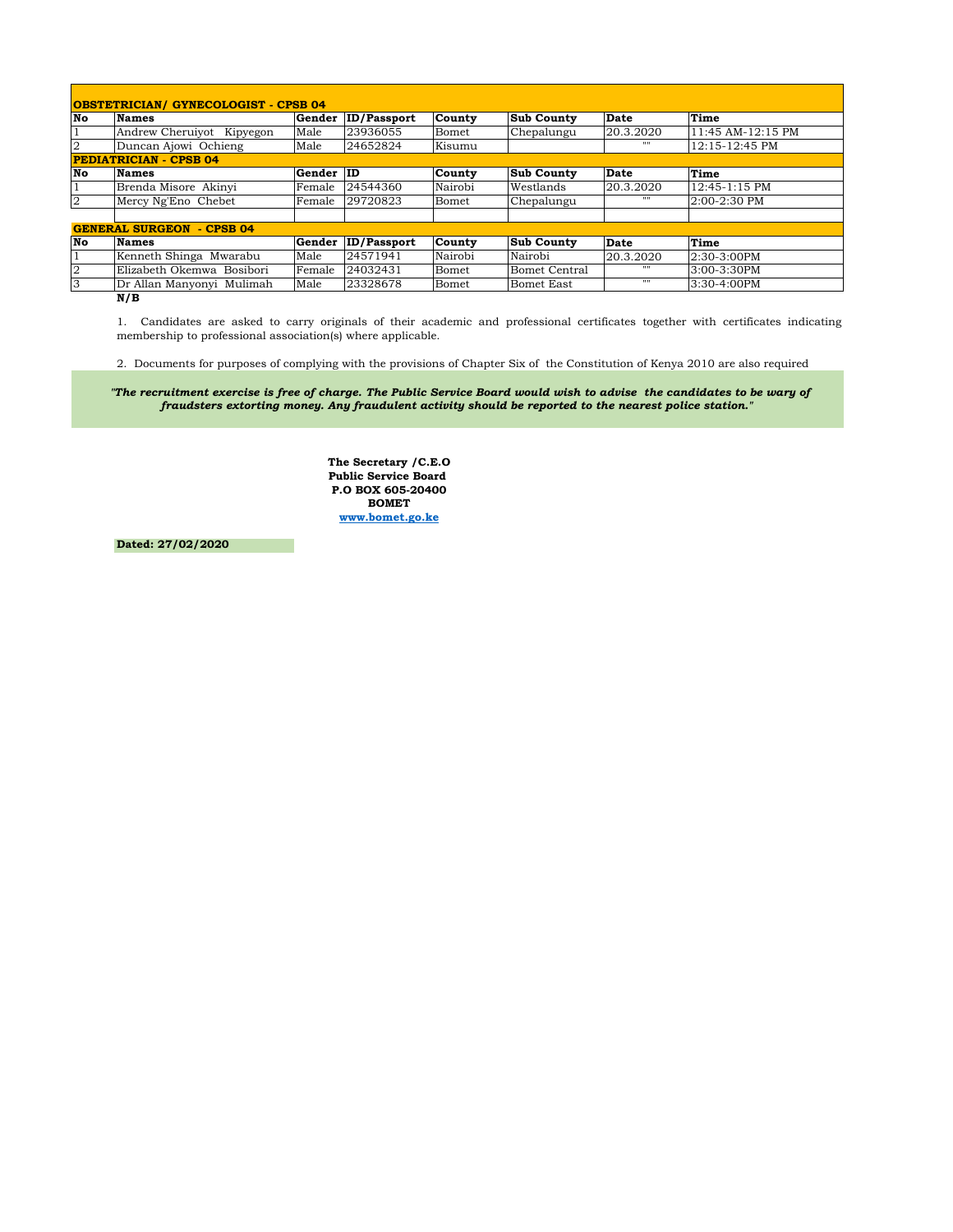### OBSTETRICIAN/ GYNECOLOGIST - CPSB 04

| No | Names | Gender | ID/Passport | County | Sub County | Date | Time |
|---|---|---|---|---|---|---|---|
| 1 | Andrew Cheruiyot Kipyegon | Male | 23936055 | Bomet | Chepalungu | 20.3.2020 | 11:45 AM-12:15 PM |
| 2 | Duncan Ajowi Ochieng | Male | 24652824 | Kisumu | | "" | 12:15-12:45 PM |

### PEDIATRICIAN - CPSB 04

| No | Names | Gender | ID | County | Sub County | Date | Time |
|---|---|---|---|---|---|---|---|
| 1 | Brenda Misore Akinyi | Female | 24544360 | Nairobi | Westlands | 20.3.2020 | 12:45-1:15 PM |
| 2 | Mercy Ng'Eno Chebet | Female | 29720823 | Bomet | Chepalungu | "" | 2:00-2:30 PM |

### GENERAL SURGEON - CPSB 04

| No | Names | Gender | ID/Passport | County | Sub County | Date | Time |
|---|---|---|---|---|---|---|---|
| 1 | Kenneth Shinga Mwarabu | Male | 24571941 | Nairobi | Nairobi | 20.3.2020 | 2:30-3:00PM |
| 2 | Elizabeth Okemwa Bosibori | Female | 24032431 | Bomet | Bomet Central | "" | 3:00-3:30PM |
| 3 | Dr Allan Manyonyi Mulimah | Male | 23328678 | Bomet | Bomet East | "" | 3:30-4:00PM |

**N/B**

1. Candidates are asked to carry originals of their academic and professional certificates together with certificates indicating membership to professional association(s) where applicable.

2. Documents for purposes of complying with the provisions of Chapter Six of the Constitution of Kenya 2010 are also required

***"The recruitment exercise is free of charge. The Public Service Board would wish to advise the candidates to be wary of fraudsters extorting money. Any fraudulent activity should be reported to the nearest police station."***

**The Secretary /C.E.O**
**Public Service Board**
**P.O BOX 605-20400**
**BOMET**
**www.bomet.go.ke**

**Dated: 27/02/2020**